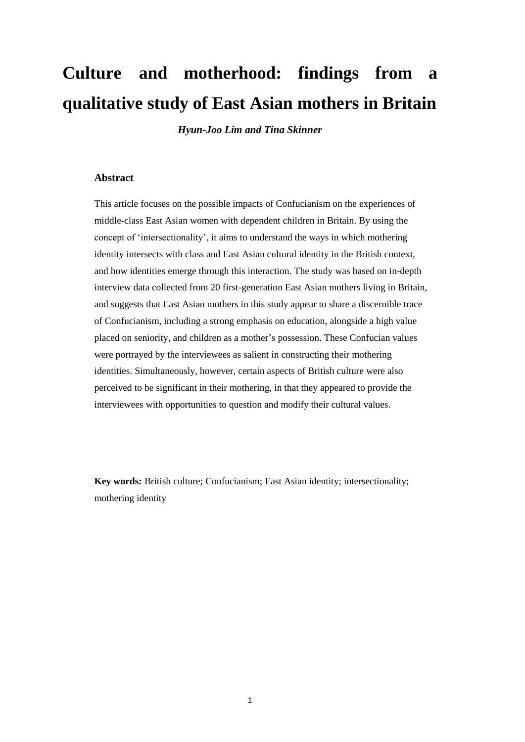# Culture and motherhood: findings from a qualitative study of East Asian mothers in Britain

***Hyun-Joo Lim and Tina Skinner***

## Abstract

This article focuses on the possible impacts of Confucianism on the experiences of middle-class East Asian women with dependent children in Britain. By using the concept of 'intersectionality', it aims to understand the ways in which mothering identity intersects with class and East Asian cultural identity in the British context, and how identities emerge through this interaction. The study was based on in-depth interview data collected from 20 first-generation East Asian mothers living in Britain, and suggests that East Asian mothers in this study appear to share a discernible trace of Confucianism, including a strong emphasis on education, alongside a high value placed on seniority, and children as a mother's possession. These Confucian values were portrayed by the interviewees as salient in constructing their mothering identities. Simultaneously, however, certain aspects of British culture were also perceived to be significant in their mothering, in that they appeared to provide the interviewees with opportunities to question and modify their cultural values.

**Key words:** British culture; Confucianism; East Asian identity; intersectionality; mothering identity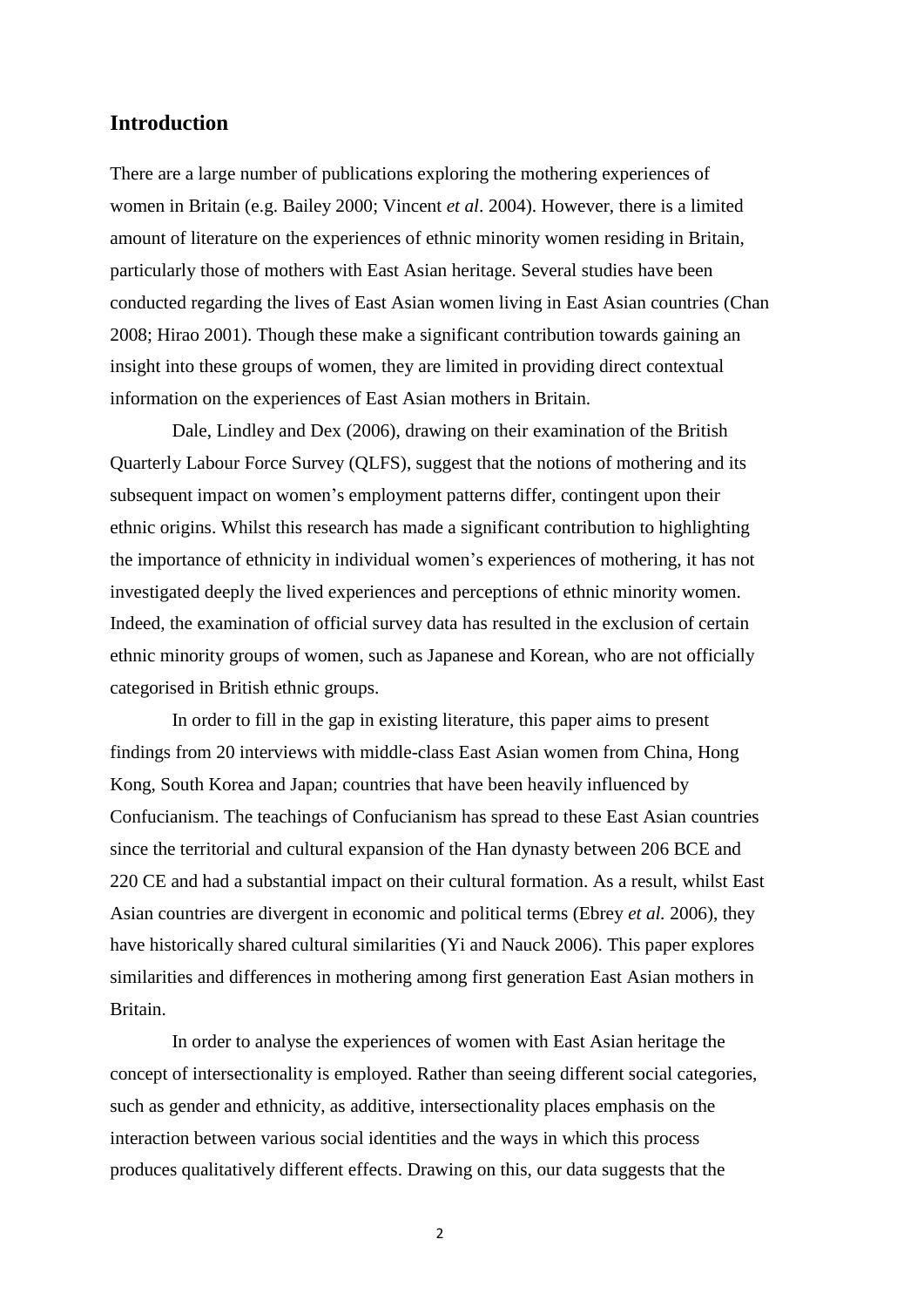## Introduction

There are a large number of publications exploring the mothering experiences of women in Britain (e.g. Bailey 2000; Vincent *et al*. 2004). However, there is a limited amount of literature on the experiences of ethnic minority women residing in Britain, particularly those of mothers with East Asian heritage. Several studies have been conducted regarding the lives of East Asian women living in East Asian countries (Chan 2008; Hirao 2001). Though these make a significant contribution towards gaining an insight into these groups of women, they are limited in providing direct contextual information on the experiences of East Asian mothers in Britain.

Dale, Lindley and Dex (2006), drawing on their examination of the British Quarterly Labour Force Survey (QLFS), suggest that the notions of mothering and its subsequent impact on women's employment patterns differ, contingent upon their ethnic origins. Whilst this research has made a significant contribution to highlighting the importance of ethnicity in individual women's experiences of mothering, it has not investigated deeply the lived experiences and perceptions of ethnic minority women. Indeed, the examination of official survey data has resulted in the exclusion of certain ethnic minority groups of women, such as Japanese and Korean, who are not officially categorised in British ethnic groups.

In order to fill in the gap in existing literature, this paper aims to present findings from 20 interviews with middle-class East Asian women from China, Hong Kong, South Korea and Japan; countries that have been heavily influenced by Confucianism. The teachings of Confucianism has spread to these East Asian countries since the territorial and cultural expansion of the Han dynasty between 206 BCE and 220 CE and had a substantial impact on their cultural formation. As a result, whilst East Asian countries are divergent in economic and political terms (Ebrey *et al.* 2006), they have historically shared cultural similarities (Yi and Nauck 2006). This paper explores similarities and differences in mothering among first generation East Asian mothers in Britain.

In order to analyse the experiences of women with East Asian heritage the concept of intersectionality is employed. Rather than seeing different social categories, such as gender and ethnicity, as additive, intersectionality places emphasis on the interaction between various social identities and the ways in which this process produces qualitatively different effects. Drawing on this, our data suggests that the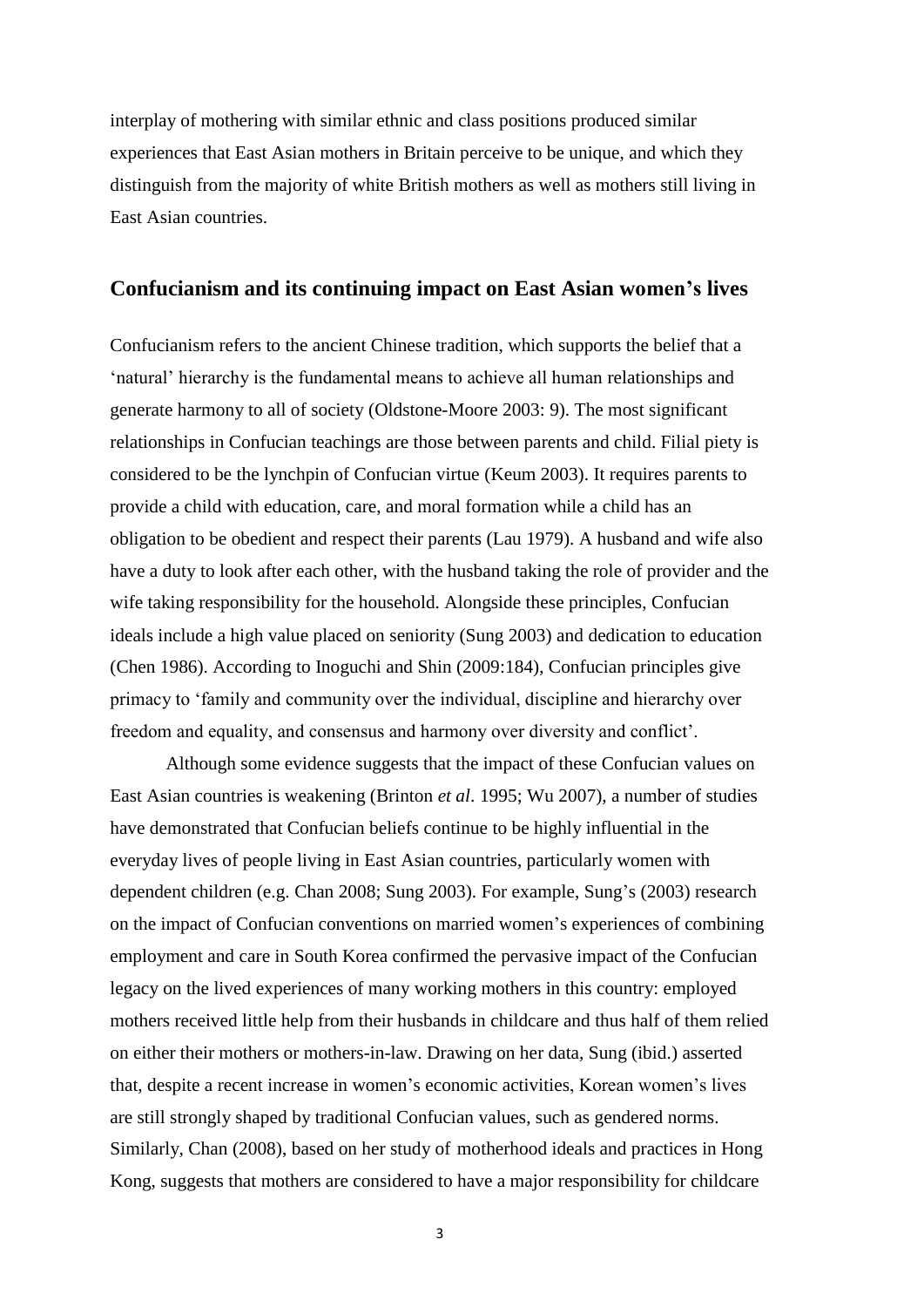interplay of mothering with similar ethnic and class positions produced similar experiences that East Asian mothers in Britain perceive to be unique, and which they distinguish from the majority of white British mothers as well as mothers still living in East Asian countries.

## Confucianism and its continuing impact on East Asian women's lives

Confucianism refers to the ancient Chinese tradition, which supports the belief that a 'natural' hierarchy is the fundamental means to achieve all human relationships and generate harmony to all of society (Oldstone-Moore 2003: 9). The most significant relationships in Confucian teachings are those between parents and child. Filial piety is considered to be the lynchpin of Confucian virtue (Keum 2003). It requires parents to provide a child with education, care, and moral formation while a child has an obligation to be obedient and respect their parents (Lau 1979). A husband and wife also have a duty to look after each other, with the husband taking the role of provider and the wife taking responsibility for the household. Alongside these principles, Confucian ideals include a high value placed on seniority (Sung 2003) and dedication to education (Chen 1986). According to Inoguchi and Shin (2009:184), Confucian principles give primacy to 'family and community over the individual, discipline and hierarchy over freedom and equality, and consensus and harmony over diversity and conflict'.

Although some evidence suggests that the impact of these Confucian values on East Asian countries is weakening (Brinton *et al*. 1995; Wu 2007), a number of studies have demonstrated that Confucian beliefs continue to be highly influential in the everyday lives of people living in East Asian countries, particularly women with dependent children (e.g. Chan 2008; Sung 2003). For example, Sung's (2003) research on the impact of Confucian conventions on married women's experiences of combining employment and care in South Korea confirmed the pervasive impact of the Confucian legacy on the lived experiences of many working mothers in this country: employed mothers received little help from their husbands in childcare and thus half of them relied on either their mothers or mothers-in-law. Drawing on her data, Sung (ibid.) asserted that, despite a recent increase in women's economic activities, Korean women's lives are still strongly shaped by traditional Confucian values, such as gendered norms. Similarly, Chan (2008), based on her study of motherhood ideals and practices in Hong Kong, suggests that mothers are considered to have a major responsibility for childcare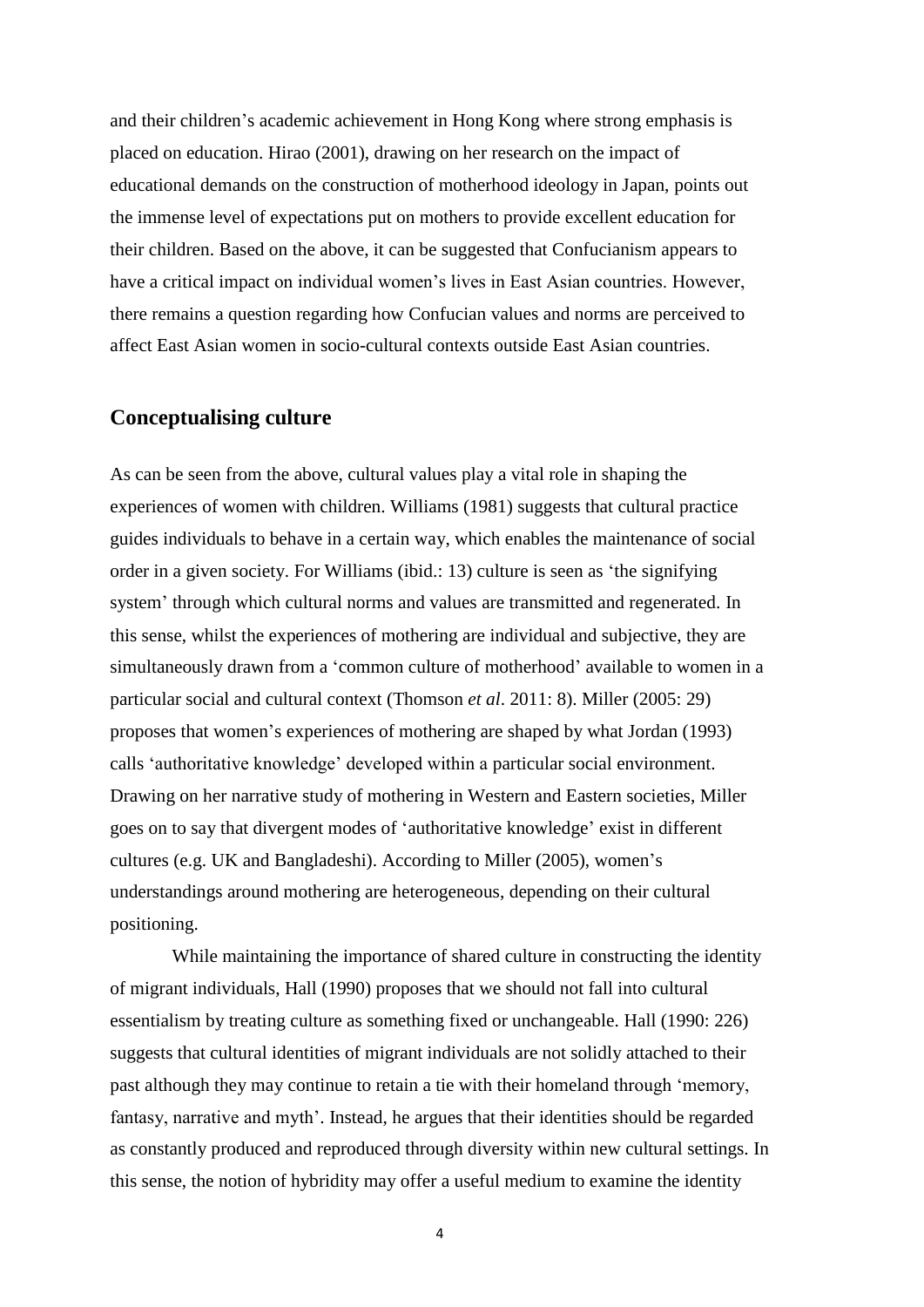and their children's academic achievement in Hong Kong where strong emphasis is placed on education. Hirao (2001), drawing on her research on the impact of educational demands on the construction of motherhood ideology in Japan, points out the immense level of expectations put on mothers to provide excellent education for their children. Based on the above, it can be suggested that Confucianism appears to have a critical impact on individual women's lives in East Asian countries. However, there remains a question regarding how Confucian values and norms are perceived to affect East Asian women in socio-cultural contexts outside East Asian countries.

## Conceptualising culture

As can be seen from the above, cultural values play a vital role in shaping the experiences of women with children. Williams (1981) suggests that cultural practice guides individuals to behave in a certain way, which enables the maintenance of social order in a given society. For Williams (ibid.: 13) culture is seen as 'the signifying system' through which cultural norms and values are transmitted and regenerated. In this sense, whilst the experiences of mothering are individual and subjective, they are simultaneously drawn from a 'common culture of motherhood' available to women in a particular social and cultural context (Thomson *et al*. 2011: 8). Miller (2005: 29) proposes that women's experiences of mothering are shaped by what Jordan (1993) calls 'authoritative knowledge' developed within a particular social environment. Drawing on her narrative study of mothering in Western and Eastern societies, Miller goes on to say that divergent modes of 'authoritative knowledge' exist in different cultures (e.g. UK and Bangladeshi). According to Miller (2005), women's understandings around mothering are heterogeneous, depending on their cultural positioning.

While maintaining the importance of shared culture in constructing the identity of migrant individuals, Hall (1990) proposes that we should not fall into cultural essentialism by treating culture as something fixed or unchangeable. Hall (1990: 226) suggests that cultural identities of migrant individuals are not solidly attached to their past although they may continue to retain a tie with their homeland through 'memory, fantasy, narrative and myth'. Instead, he argues that their identities should be regarded as constantly produced and reproduced through diversity within new cultural settings. In this sense, the notion of hybridity may offer a useful medium to examine the identity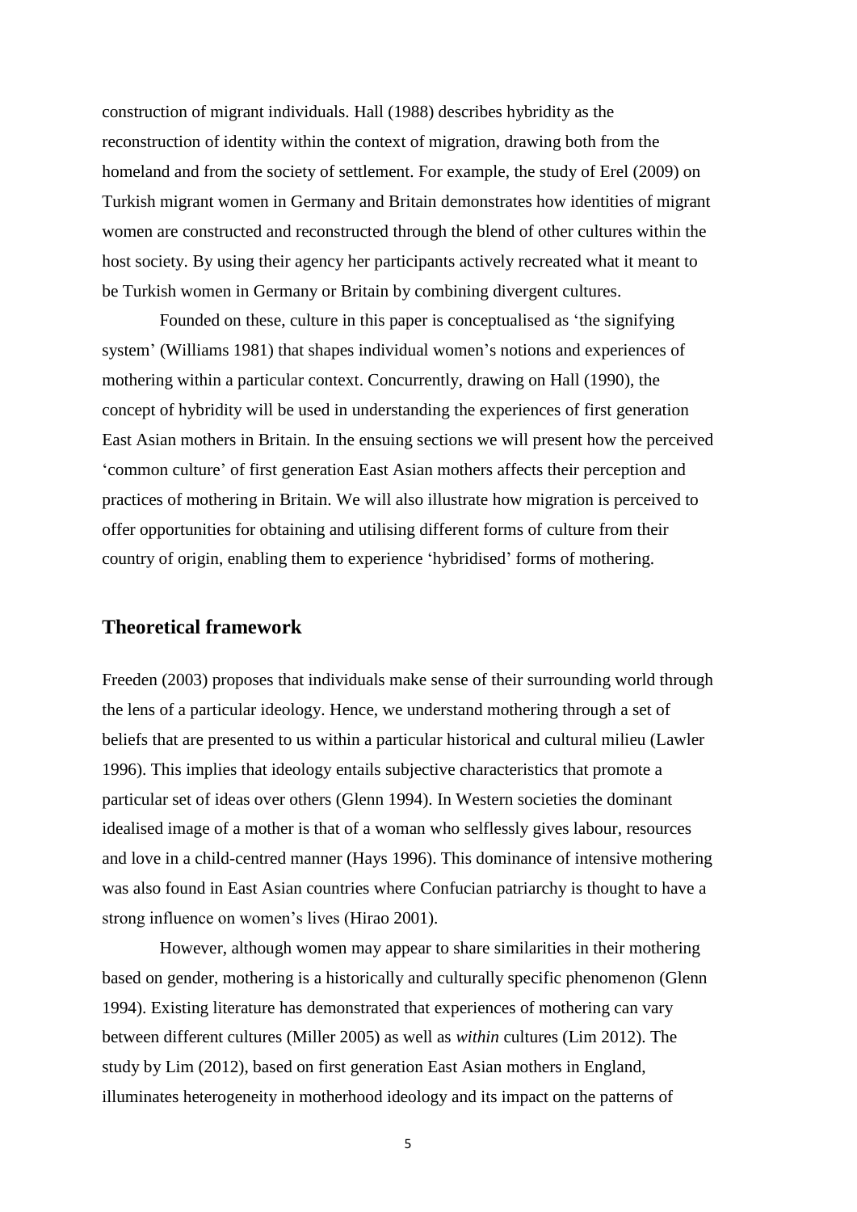construction of migrant individuals. Hall (1988) describes hybridity as the reconstruction of identity within the context of migration, drawing both from the homeland and from the society of settlement. For example, the study of Erel (2009) on Turkish migrant women in Germany and Britain demonstrates how identities of migrant women are constructed and reconstructed through the blend of other cultures within the host society. By using their agency her participants actively recreated what it meant to be Turkish women in Germany or Britain by combining divergent cultures.

Founded on these, culture in this paper is conceptualised as 'the signifying system' (Williams 1981) that shapes individual women's notions and experiences of mothering within a particular context. Concurrently, drawing on Hall (1990), the concept of hybridity will be used in understanding the experiences of first generation East Asian mothers in Britain. In the ensuing sections we will present how the perceived 'common culture' of first generation East Asian mothers affects their perception and practices of mothering in Britain. We will also illustrate how migration is perceived to offer opportunities for obtaining and utilising different forms of culture from their country of origin, enabling them to experience 'hybridised' forms of mothering.

## Theoretical framework

Freeden (2003) proposes that individuals make sense of their surrounding world through the lens of a particular ideology. Hence, we understand mothering through a set of beliefs that are presented to us within a particular historical and cultural milieu (Lawler 1996). This implies that ideology entails subjective characteristics that promote a particular set of ideas over others (Glenn 1994). In Western societies the dominant idealised image of a mother is that of a woman who selflessly gives labour, resources and love in a child-centred manner (Hays 1996). This dominance of intensive mothering was also found in East Asian countries where Confucian patriarchy is thought to have a strong influence on women's lives (Hirao 2001).

However, although women may appear to share similarities in their mothering based on gender, mothering is a historically and culturally specific phenomenon (Glenn 1994). Existing literature has demonstrated that experiences of mothering can vary between different cultures (Miller 2005) as well as *within* cultures (Lim 2012). The study by Lim (2012), based on first generation East Asian mothers in England, illuminates heterogeneity in motherhood ideology and its impact on the patterns of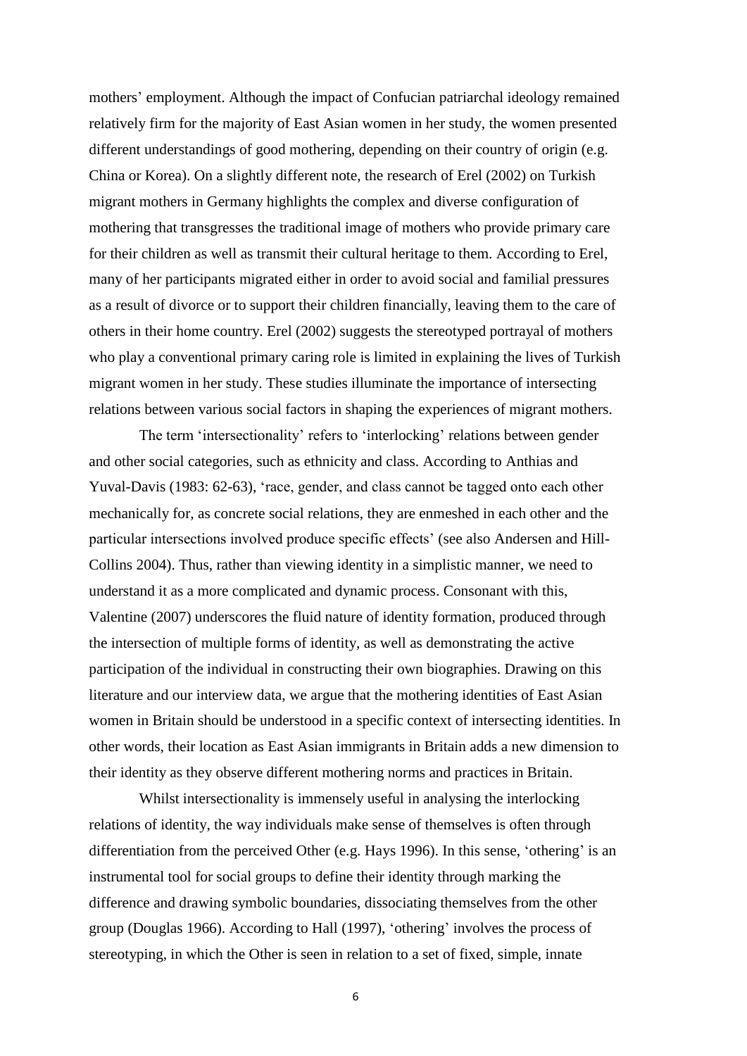mothers' employment. Although the impact of Confucian patriarchal ideology remained relatively firm for the majority of East Asian women in her study, the women presented different understandings of good mothering, depending on their country of origin (e.g. China or Korea). On a slightly different note, the research of Erel (2002) on Turkish migrant mothers in Germany highlights the complex and diverse configuration of mothering that transgresses the traditional image of mothers who provide primary care for their children as well as transmit their cultural heritage to them. According to Erel, many of her participants migrated either in order to avoid social and familial pressures as a result of divorce or to support their children financially, leaving them to the care of others in their home country. Erel (2002) suggests the stereotyped portrayal of mothers who play a conventional primary caring role is limited in explaining the lives of Turkish migrant women in her study. These studies illuminate the importance of intersecting relations between various social factors in shaping the experiences of migrant mothers.

The term 'intersectionality' refers to 'interlocking' relations between gender and other social categories, such as ethnicity and class. According to Anthias and Yuval-Davis (1983: 62-63), 'race, gender, and class cannot be tagged onto each other mechanically for, as concrete social relations, they are enmeshed in each other and the particular intersections involved produce specific effects' (see also Andersen and Hill-Collins 2004). Thus, rather than viewing identity in a simplistic manner, we need to understand it as a more complicated and dynamic process. Consonant with this, Valentine (2007) underscores the fluid nature of identity formation, produced through the intersection of multiple forms of identity, as well as demonstrating the active participation of the individual in constructing their own biographies. Drawing on this literature and our interview data, we argue that the mothering identities of East Asian women in Britain should be understood in a specific context of intersecting identities. In other words, their location as East Asian immigrants in Britain adds a new dimension to their identity as they observe different mothering norms and practices in Britain.

Whilst intersectionality is immensely useful in analysing the interlocking relations of identity, the way individuals make sense of themselves is often through differentiation from the perceived Other (e.g. Hays 1996). In this sense, 'othering' is an instrumental tool for social groups to define their identity through marking the difference and drawing symbolic boundaries, dissociating themselves from the other group (Douglas 1966). According to Hall (1997), 'othering' involves the process of stereotyping, in which the Other is seen in relation to a set of fixed, simple, innate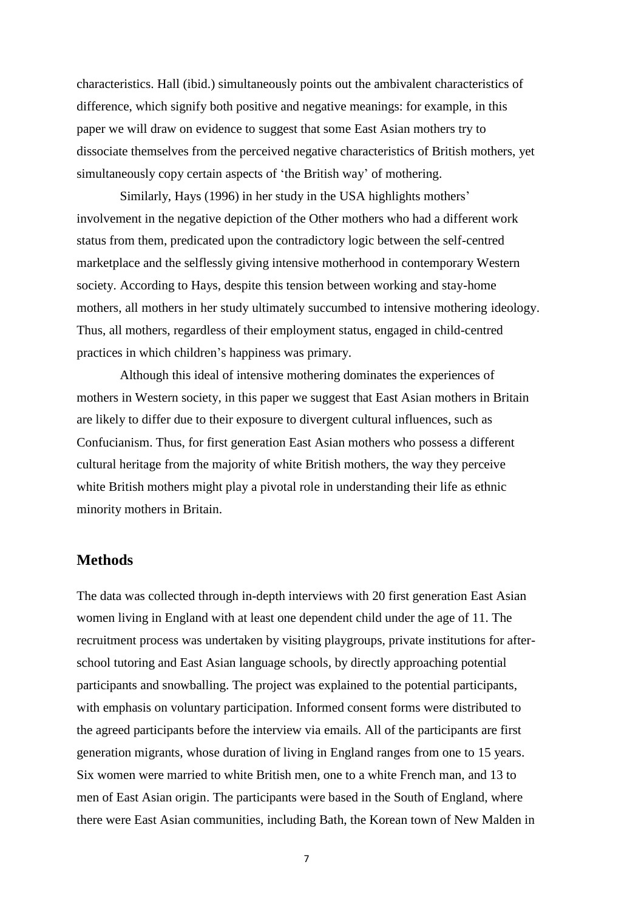characteristics. Hall (ibid.) simultaneously points out the ambivalent characteristics of difference, which signify both positive and negative meanings: for example, in this paper we will draw on evidence to suggest that some East Asian mothers try to dissociate themselves from the perceived negative characteristics of British mothers, yet simultaneously copy certain aspects of 'the British way' of mothering.

Similarly, Hays (1996) in her study in the USA highlights mothers' involvement in the negative depiction of the Other mothers who had a different work status from them, predicated upon the contradictory logic between the self-centred marketplace and the selflessly giving intensive motherhood in contemporary Western society. According to Hays, despite this tension between working and stay-home mothers, all mothers in her study ultimately succumbed to intensive mothering ideology. Thus, all mothers, regardless of their employment status, engaged in child-centred practices in which children's happiness was primary.

Although this ideal of intensive mothering dominates the experiences of mothers in Western society, in this paper we suggest that East Asian mothers in Britain are likely to differ due to their exposure to divergent cultural influences, such as Confucianism. Thus, for first generation East Asian mothers who possess a different cultural heritage from the majority of white British mothers, the way they perceive white British mothers might play a pivotal role in understanding their life as ethnic minority mothers in Britain.

## Methods

The data was collected through in-depth interviews with 20 first generation East Asian women living in England with at least one dependent child under the age of 11. The recruitment process was undertaken by visiting playgroups, private institutions for after-school tutoring and East Asian language schools, by directly approaching potential participants and snowballing. The project was explained to the potential participants, with emphasis on voluntary participation. Informed consent forms were distributed to the agreed participants before the interview via emails. All of the participants are first generation migrants, whose duration of living in England ranges from one to 15 years. Six women were married to white British men, one to a white French man, and 13 to men of East Asian origin. The participants were based in the South of England, where there were East Asian communities, including Bath, the Korean town of New Malden in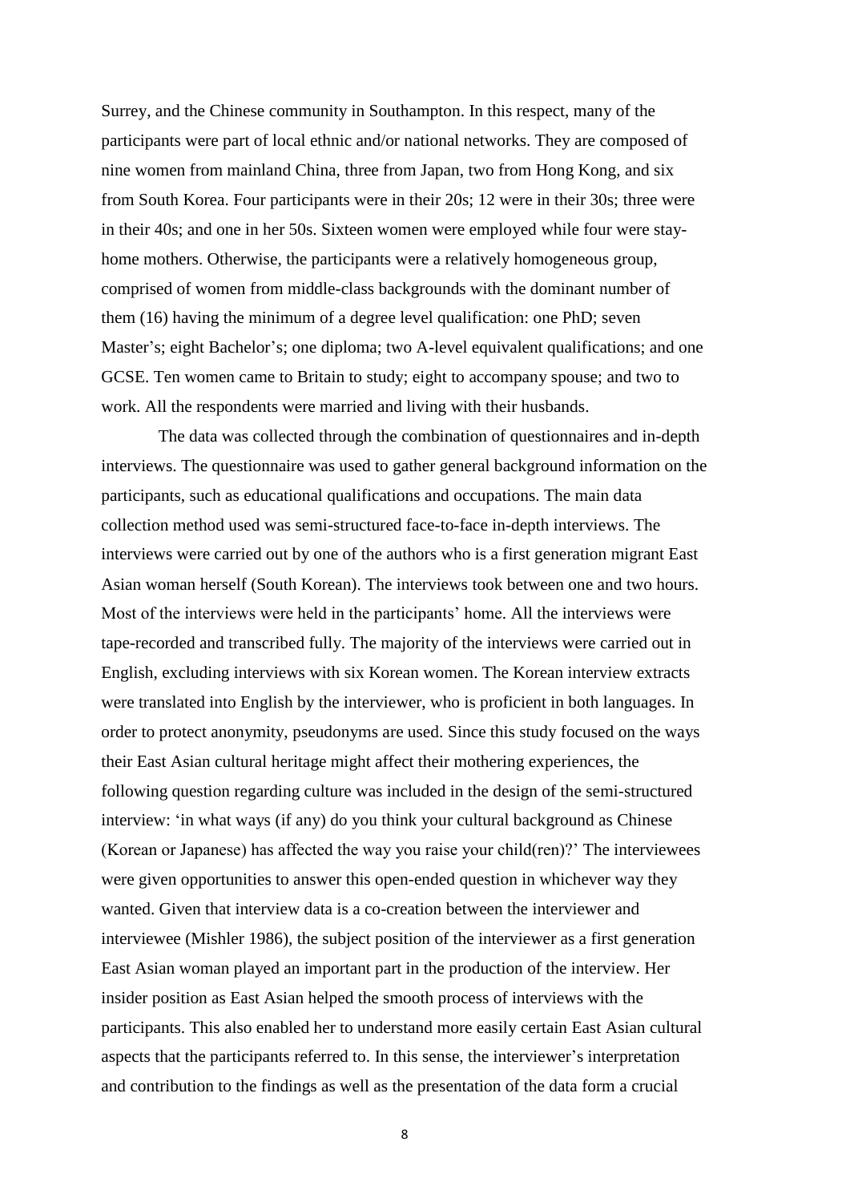Surrey, and the Chinese community in Southampton. In this respect, many of the participants were part of local ethnic and/or national networks. They are composed of nine women from mainland China, three from Japan, two from Hong Kong, and six from South Korea. Four participants were in their 20s; 12 were in their 30s; three were in their 40s; and one in her 50s. Sixteen women were employed while four were stay-home mothers. Otherwise, the participants were a relatively homogeneous group, comprised of women from middle-class backgrounds with the dominant number of them (16) having the minimum of a degree level qualification: one PhD; seven Master's; eight Bachelor's; one diploma; two A-level equivalent qualifications; and one GCSE. Ten women came to Britain to study; eight to accompany spouse; and two to work. All the respondents were married and living with their husbands.

The data was collected through the combination of questionnaires and in-depth interviews. The questionnaire was used to gather general background information on the participants, such as educational qualifications and occupations. The main data collection method used was semi-structured face-to-face in-depth interviews. The interviews were carried out by one of the authors who is a first generation migrant East Asian woman herself (South Korean). The interviews took between one and two hours. Most of the interviews were held in the participants' home. All the interviews were tape-recorded and transcribed fully. The majority of the interviews were carried out in English, excluding interviews with six Korean women. The Korean interview extracts were translated into English by the interviewer, who is proficient in both languages. In order to protect anonymity, pseudonyms are used. Since this study focused on the ways their East Asian cultural heritage might affect their mothering experiences, the following question regarding culture was included in the design of the semi-structured interview: 'in what ways (if any) do you think your cultural background as Chinese (Korean or Japanese) has affected the way you raise your child(ren)?' The interviewees were given opportunities to answer this open-ended question in whichever way they wanted. Given that interview data is a co-creation between the interviewer and interviewee (Mishler 1986), the subject position of the interviewer as a first generation East Asian woman played an important part in the production of the interview. Her insider position as East Asian helped the smooth process of interviews with the participants. This also enabled her to understand more easily certain East Asian cultural aspects that the participants referred to. In this sense, the interviewer's interpretation and contribution to the findings as well as the presentation of the data form a crucial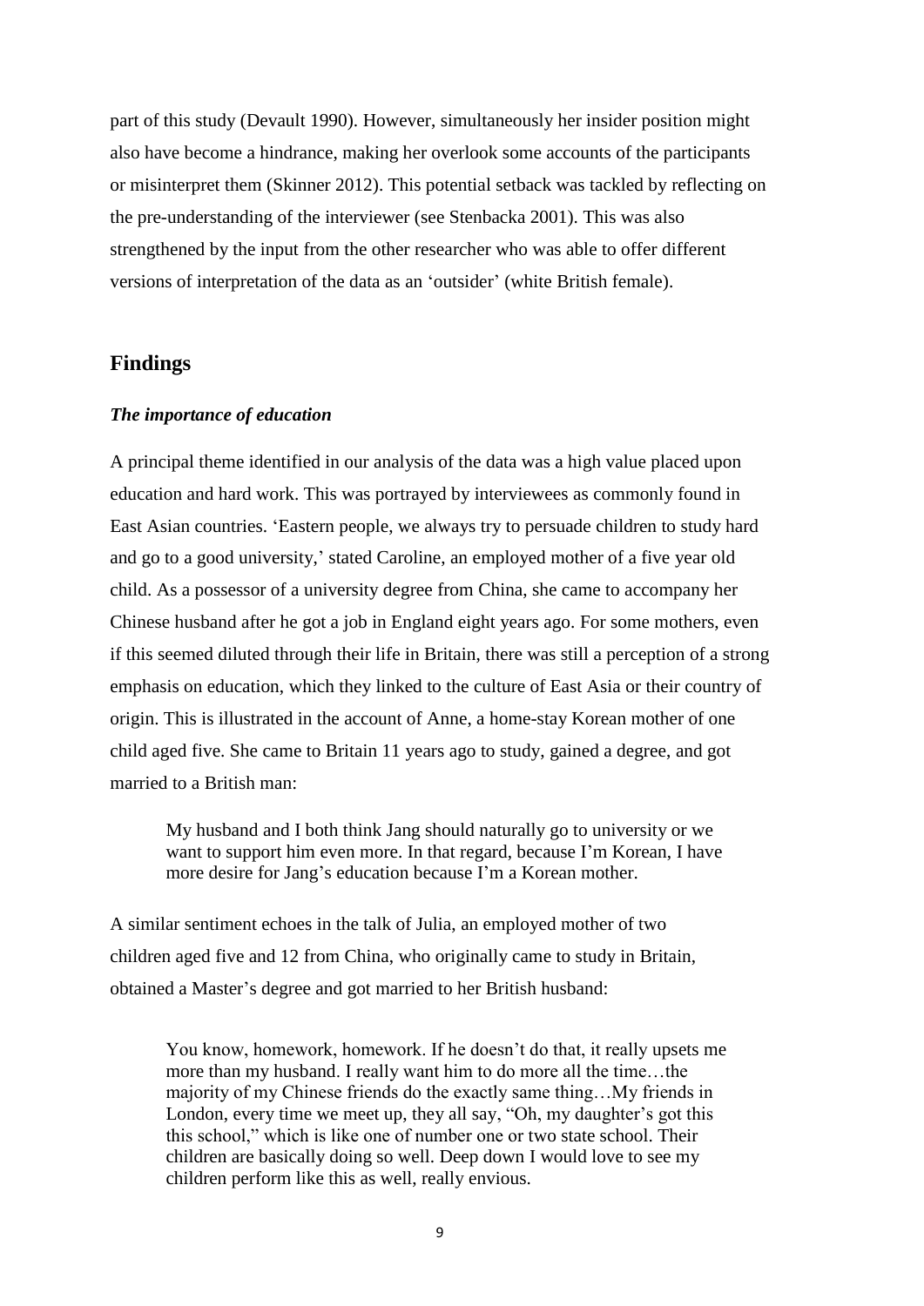part of this study (Devault 1990). However, simultaneously her insider position might also have become a hindrance, making her overlook some accounts of the participants or misinterpret them (Skinner 2012). This potential setback was tackled by reflecting on the pre-understanding of the interviewer (see Stenbacka 2001). This was also strengthened by the input from the other researcher who was able to offer different versions of interpretation of the data as an 'outsider' (white British female).

## Findings

### *The importance of education*

A principal theme identified in our analysis of the data was a high value placed upon education and hard work. This was portrayed by interviewees as commonly found in East Asian countries. 'Eastern people, we always try to persuade children to study hard and go to a good university,' stated Caroline, an employed mother of a five year old child. As a possessor of a university degree from China, she came to accompany her Chinese husband after he got a job in England eight years ago. For some mothers, even if this seemed diluted through their life in Britain, there was still a perception of a strong emphasis on education, which they linked to the culture of East Asia or their country of origin. This is illustrated in the account of Anne, a home-stay Korean mother of one child aged five. She came to Britain 11 years ago to study, gained a degree, and got married to a British man:

> My husband and I both think Jang should naturally go to university or we want to support him even more. In that regard, because I'm Korean, I have more desire for Jang's education because I'm a Korean mother.

A similar sentiment echoes in the talk of Julia, an employed mother of two children aged five and 12 from China, who originally came to study in Britain, obtained a Master's degree and got married to her British husband:

> You know, homework, homework. If he doesn't do that, it really upsets me more than my husband. I really want him to do more all the time…the majority of my Chinese friends do the exactly same thing…My friends in London, every time we meet up, they all say, "Oh, my daughter's got this this school," which is like one of number one or two state school. Their children are basically doing so well. Deep down I would love to see my children perform like this as well, really envious.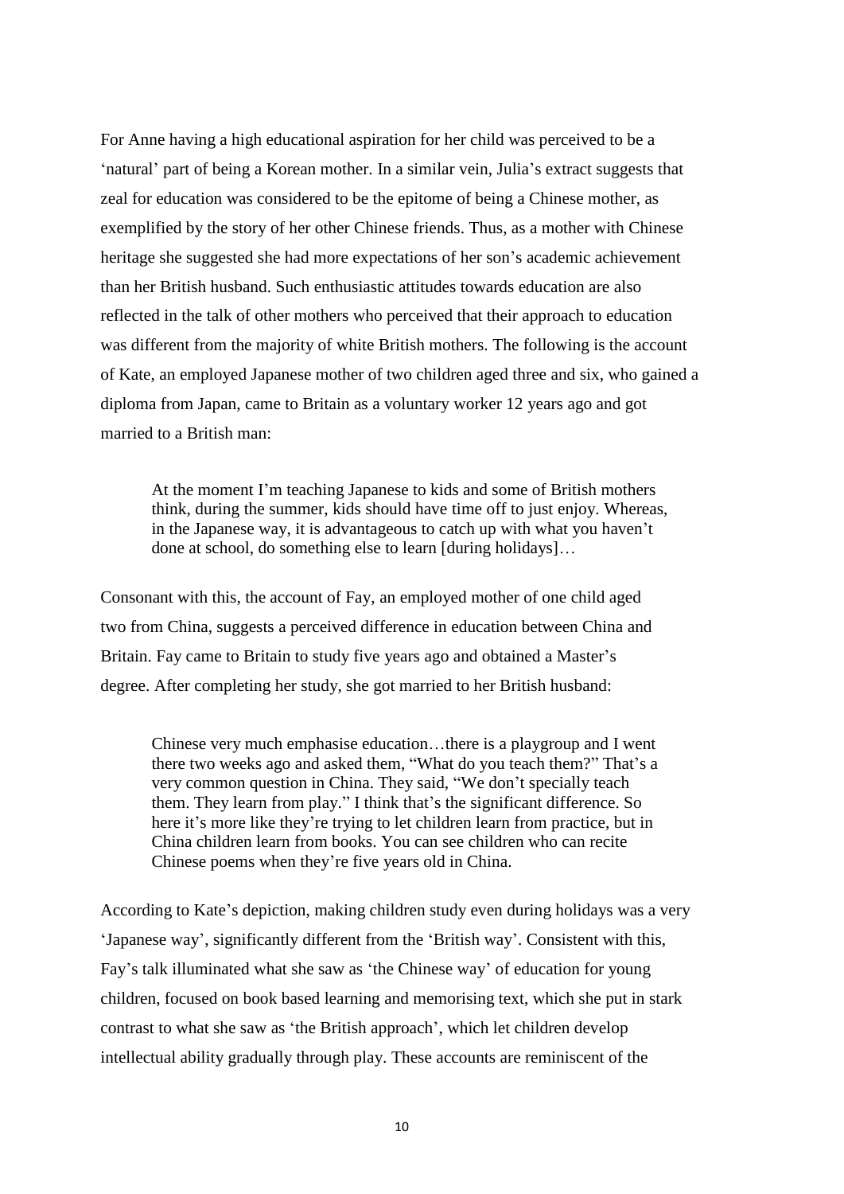For Anne having a high educational aspiration for her child was perceived to be a 'natural' part of being a Korean mother. In a similar vein, Julia's extract suggests that zeal for education was considered to be the epitome of being a Chinese mother, as exemplified by the story of her other Chinese friends. Thus, as a mother with Chinese heritage she suggested she had more expectations of her son's academic achievement than her British husband. Such enthusiastic attitudes towards education are also reflected in the talk of other mothers who perceived that their approach to education was different from the majority of white British mothers. The following is the account of Kate, an employed Japanese mother of two children aged three and six, who gained a diploma from Japan, came to Britain as a voluntary worker 12 years ago and got married to a British man:

> At the moment I'm teaching Japanese to kids and some of British mothers think, during the summer, kids should have time off to just enjoy. Whereas, in the Japanese way, it is advantageous to catch up with what you haven't done at school, do something else to learn [during holidays]…

Consonant with this, the account of Fay, an employed mother of one child aged two from China, suggests a perceived difference in education between China and Britain. Fay came to Britain to study five years ago and obtained a Master's degree. After completing her study, she got married to her British husband:

> Chinese very much emphasise education…there is a playgroup and I went there two weeks ago and asked them, "What do you teach them?" That's a very common question in China. They said, "We don't specially teach them. They learn from play." I think that's the significant difference. So here it's more like they're trying to let children learn from practice, but in China children learn from books. You can see children who can recite Chinese poems when they're five years old in China.

According to Kate's depiction, making children study even during holidays was a very 'Japanese way', significantly different from the 'British way'. Consistent with this, Fay's talk illuminated what she saw as 'the Chinese way' of education for young children, focused on book based learning and memorising text, which she put in stark contrast to what she saw as 'the British approach', which let children develop intellectual ability gradually through play. These accounts are reminiscent of the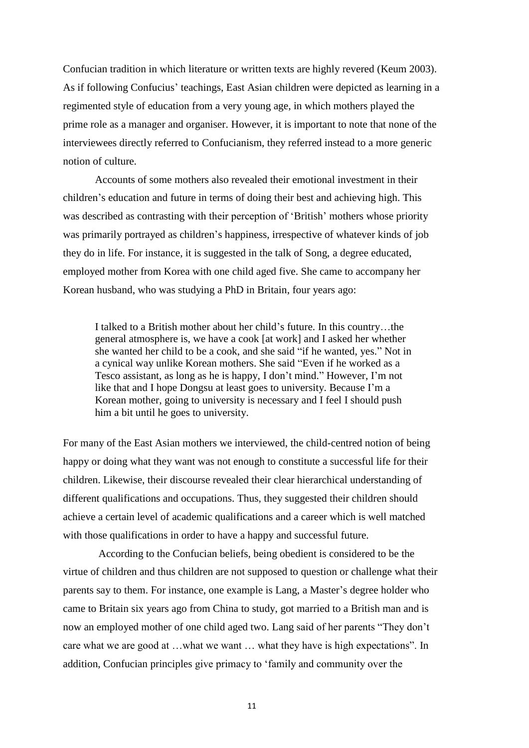Confucian tradition in which literature or written texts are highly revered (Keum 2003). As if following Confucius' teachings, East Asian children were depicted as learning in a regimented style of education from a very young age, in which mothers played the prime role as a manager and organiser. However, it is important to note that none of the interviewees directly referred to Confucianism, they referred instead to a more generic notion of culture.

Accounts of some mothers also revealed their emotional investment in their children's education and future in terms of doing their best and achieving high. This was described as contrasting with their perception of 'British' mothers whose priority was primarily portrayed as children's happiness, irrespective of whatever kinds of job they do in life. For instance, it is suggested in the talk of Song, a degree educated, employed mother from Korea with one child aged five. She came to accompany her Korean husband, who was studying a PhD in Britain, four years ago:

> I talked to a British mother about her child's future. In this country…the general atmosphere is, we have a cook [at work] and I asked her whether she wanted her child to be a cook, and she said "if he wanted, yes." Not in a cynical way unlike Korean mothers. She said "Even if he worked as a Tesco assistant, as long as he is happy, I don't mind." However, I'm not like that and I hope Dongsu at least goes to university. Because I'm a Korean mother, going to university is necessary and I feel I should push him a bit until he goes to university.

For many of the East Asian mothers we interviewed, the child-centred notion of being happy or doing what they want was not enough to constitute a successful life for their children. Likewise, their discourse revealed their clear hierarchical understanding of different qualifications and occupations. Thus, they suggested their children should achieve a certain level of academic qualifications and a career which is well matched with those qualifications in order to have a happy and successful future.

According to the Confucian beliefs, being obedient is considered to be the virtue of children and thus children are not supposed to question or challenge what their parents say to them. For instance, one example is Lang, a Master's degree holder who came to Britain six years ago from China to study, got married to a British man and is now an employed mother of one child aged two. Lang said of her parents "They don't care what we are good at …what we want … what they have is high expectations". In addition, Confucian principles give primacy to 'family and community over the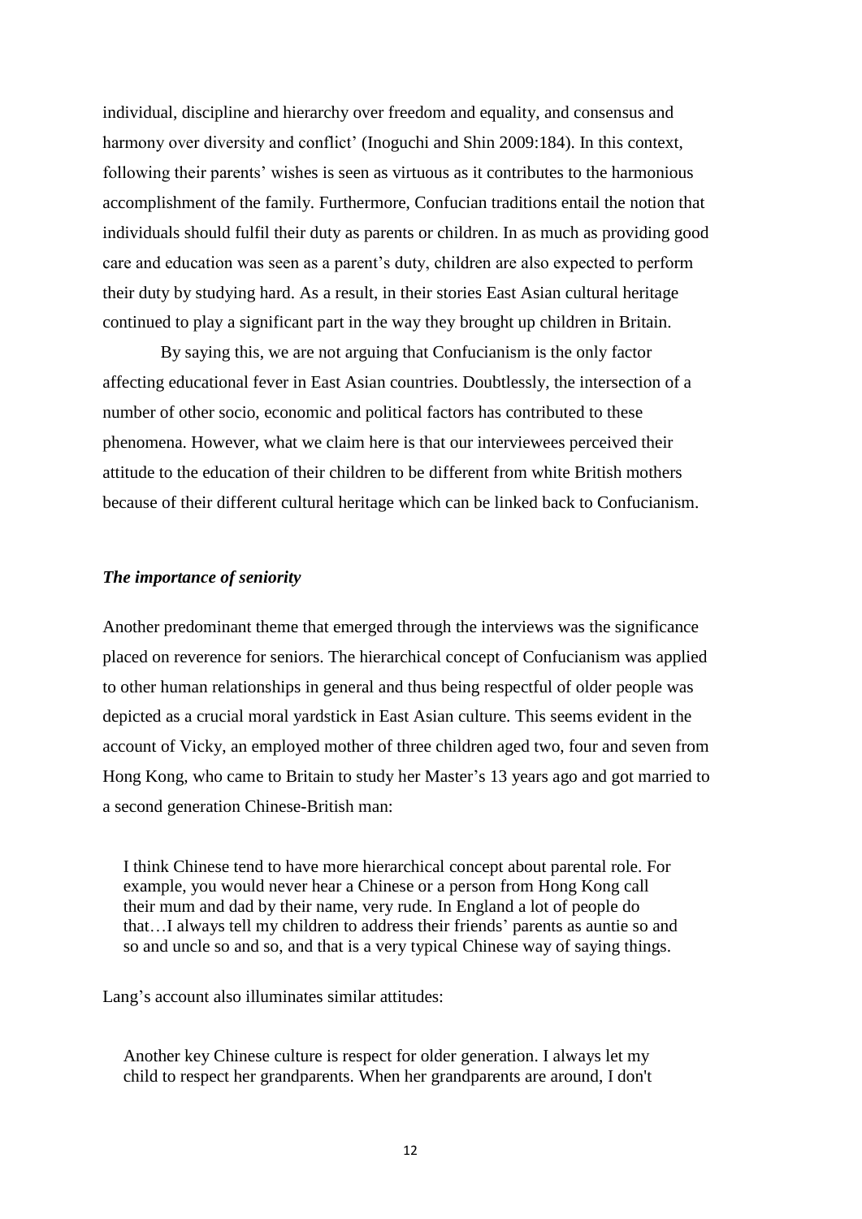individual, discipline and hierarchy over freedom and equality, and consensus and harmony over diversity and conflict' (Inoguchi and Shin 2009:184). In this context, following their parents' wishes is seen as virtuous as it contributes to the harmonious accomplishment of the family. Furthermore, Confucian traditions entail the notion that individuals should fulfil their duty as parents or children. In as much as providing good care and education was seen as a parent's duty, children are also expected to perform their duty by studying hard. As a result, in their stories East Asian cultural heritage continued to play a significant part in the way they brought up children in Britain.

By saying this, we are not arguing that Confucianism is the only factor affecting educational fever in East Asian countries. Doubtlessly, the intersection of a number of other socio, economic and political factors has contributed to these phenomena. However, what we claim here is that our interviewees perceived their attitude to the education of their children to be different from white British mothers because of their different cultural heritage which can be linked back to Confucianism.

### *The importance of seniority*

Another predominant theme that emerged through the interviews was the significance placed on reverence for seniors. The hierarchical concept of Confucianism was applied to other human relationships in general and thus being respectful of older people was depicted as a crucial moral yardstick in East Asian culture. This seems evident in the account of Vicky, an employed mother of three children aged two, four and seven from Hong Kong, who came to Britain to study her Master's 13 years ago and got married to a second generation Chinese-British man:

> I think Chinese tend to have more hierarchical concept about parental role. For example, you would never hear a Chinese or a person from Hong Kong call their mum and dad by their name, very rude. In England a lot of people do that…I always tell my children to address their friends' parents as auntie so and so and uncle so and so, and that is a very typical Chinese way of saying things.

Lang's account also illuminates similar attitudes:

> Another key Chinese culture is respect for older generation. I always let my child to respect her grandparents. When her grandparents are around, I don't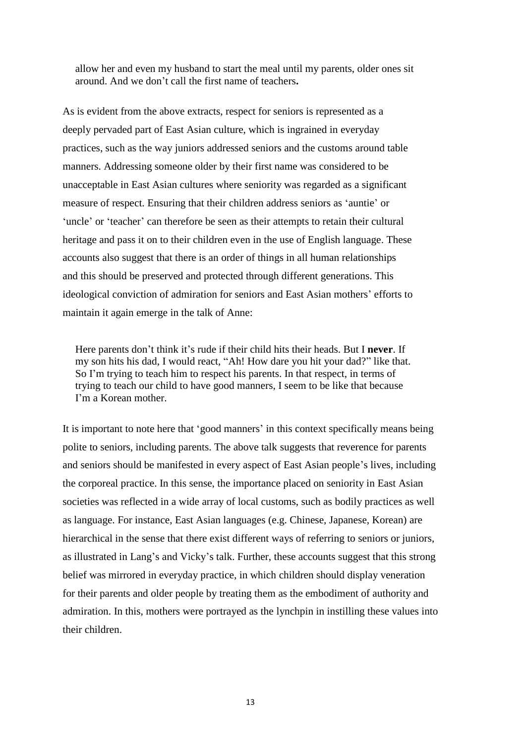allow her and even my husband to start the meal until my parents, older ones sit around. And we don't call the first name of teachers**.**

As is evident from the above extracts, respect for seniors is represented as a deeply pervaded part of East Asian culture, which is ingrained in everyday practices, such as the way juniors addressed seniors and the customs around table manners. Addressing someone older by their first name was considered to be unacceptable in East Asian cultures where seniority was regarded as a significant measure of respect. Ensuring that their children address seniors as 'auntie' or 'uncle' or 'teacher' can therefore be seen as their attempts to retain their cultural heritage and pass it on to their children even in the use of English language. These accounts also suggest that there is an order of things in all human relationships and this should be preserved and protected through different generations. This ideological conviction of admiration for seniors and East Asian mothers' efforts to maintain it again emerge in the talk of Anne:

> Here parents don't think it's rude if their child hits their heads. But I **never**. If my son hits his dad, I would react, "Ah! How dare you hit your dad?" like that. So I'm trying to teach him to respect his parents. In that respect, in terms of trying to teach our child to have good manners, I seem to be like that because I'm a Korean mother.

It is important to note here that 'good manners' in this context specifically means being polite to seniors, including parents. The above talk suggests that reverence for parents and seniors should be manifested in every aspect of East Asian people's lives, including the corporeal practice. In this sense, the importance placed on seniority in East Asian societies was reflected in a wide array of local customs, such as bodily practices as well as language. For instance, East Asian languages (e.g. Chinese, Japanese, Korean) are hierarchical in the sense that there exist different ways of referring to seniors or juniors, as illustrated in Lang's and Vicky's talk. Further, these accounts suggest that this strong belief was mirrored in everyday practice, in which children should display veneration for their parents and older people by treating them as the embodiment of authority and admiration. In this, mothers were portrayed as the lynchpin in instilling these values into their children.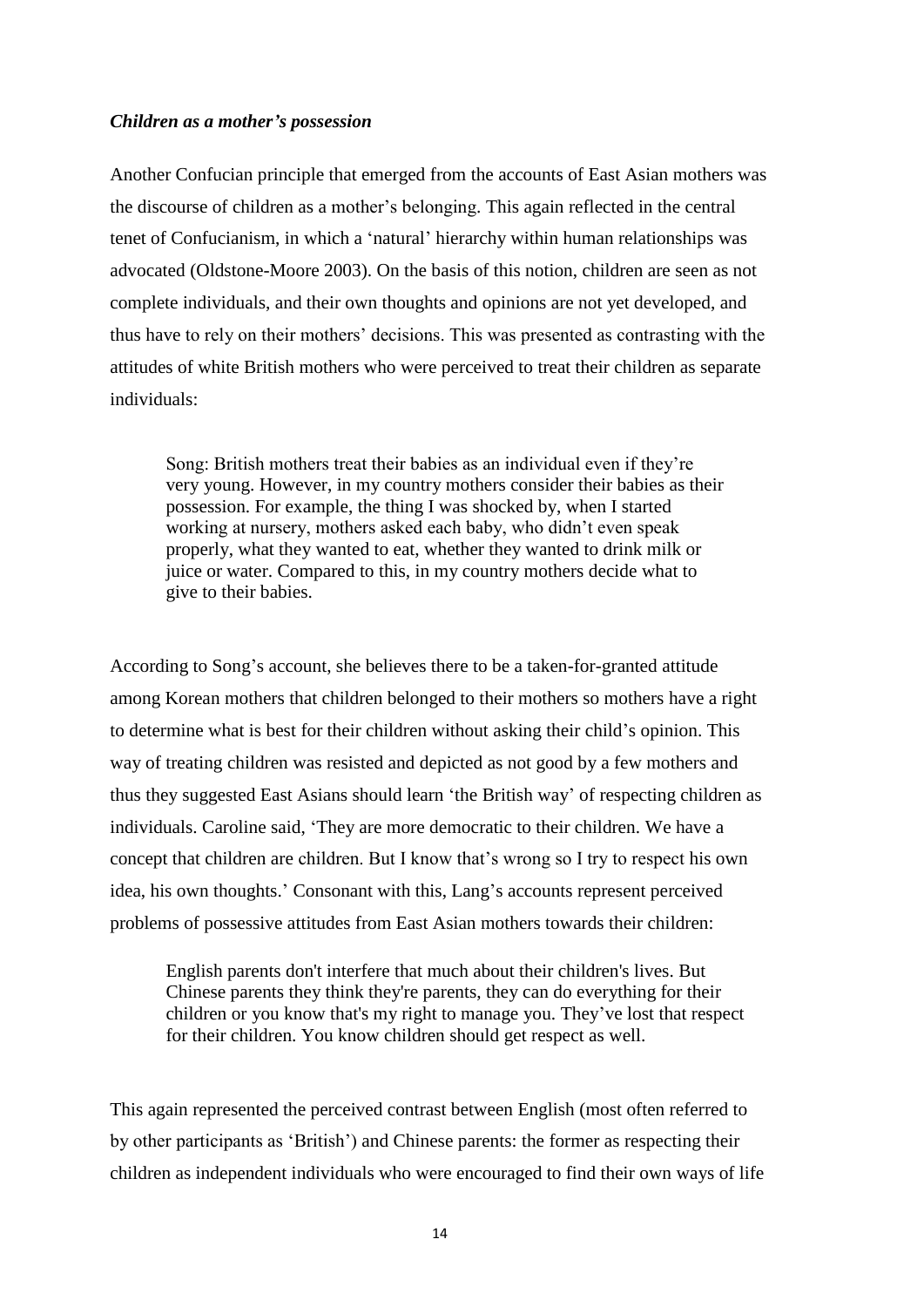### *Children as a mother's possession*

Another Confucian principle that emerged from the accounts of East Asian mothers was the discourse of children as a mother's belonging. This again reflected in the central tenet of Confucianism, in which a 'natural' hierarchy within human relationships was advocated (Oldstone-Moore 2003). On the basis of this notion, children are seen as not complete individuals, and their own thoughts and opinions are not yet developed, and thus have to rely on their mothers' decisions. This was presented as contrasting with the attitudes of white British mothers who were perceived to treat their children as separate individuals:

> Song: British mothers treat their babies as an individual even if they're very young. However, in my country mothers consider their babies as their possession. For example, the thing I was shocked by, when I started working at nursery, mothers asked each baby, who didn't even speak properly, what they wanted to eat, whether they wanted to drink milk or juice or water. Compared to this, in my country mothers decide what to give to their babies.

According to Song's account, she believes there to be a taken-for-granted attitude among Korean mothers that children belonged to their mothers so mothers have a right to determine what is best for their children without asking their child's opinion. This way of treating children was resisted and depicted as not good by a few mothers and thus they suggested East Asians should learn 'the British way' of respecting children as individuals. Caroline said, 'They are more democratic to their children. We have a concept that children are children. But I know that's wrong so I try to respect his own idea, his own thoughts.' Consonant with this, Lang's accounts represent perceived problems of possessive attitudes from East Asian mothers towards their children:

> English parents don't interfere that much about their children's lives. But Chinese parents they think they're parents, they can do everything for their children or you know that's my right to manage you. They've lost that respect for their children. You know children should get respect as well.

This again represented the perceived contrast between English (most often referred to by other participants as 'British') and Chinese parents: the former as respecting their children as independent individuals who were encouraged to find their own ways of life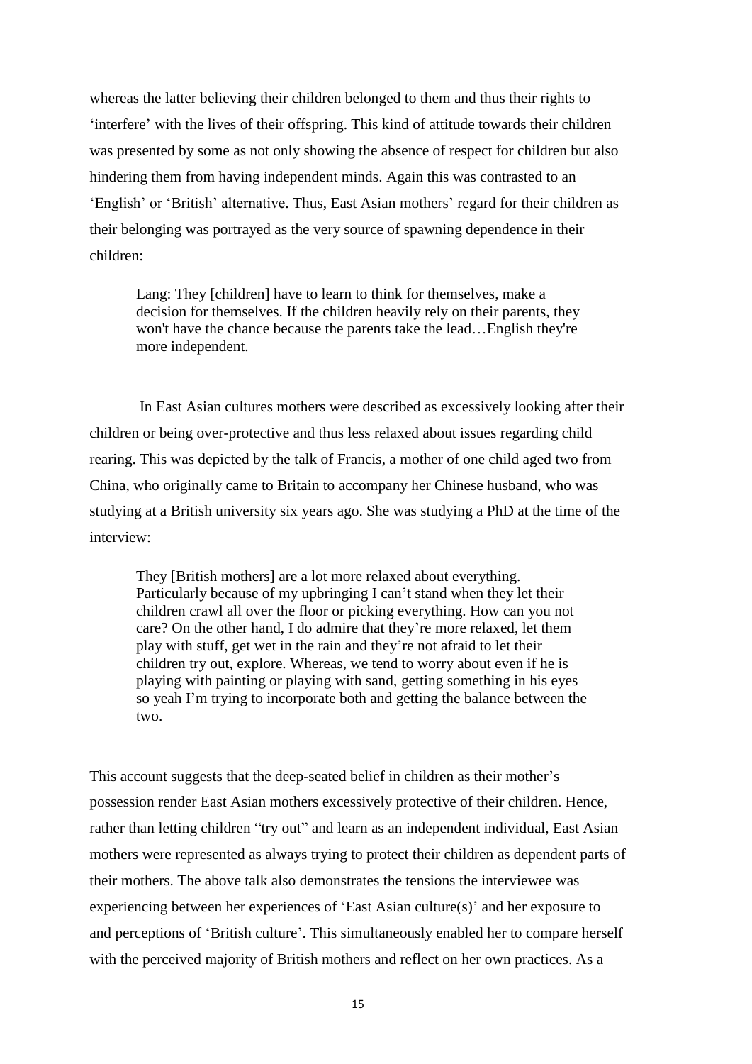whereas the latter believing their children belonged to them and thus their rights to 'interfere' with the lives of their offspring. This kind of attitude towards their children was presented by some as not only showing the absence of respect for children but also hindering them from having independent minds. Again this was contrasted to an 'English' or 'British' alternative. Thus, East Asian mothers' regard for their children as their belonging was portrayed as the very source of spawning dependence in their children:

> Lang: They [children] have to learn to think for themselves, make a decision for themselves. If the children heavily rely on their parents, they won't have the chance because the parents take the lead…English they're more independent.

In East Asian cultures mothers were described as excessively looking after their children or being over-protective and thus less relaxed about issues regarding child rearing. This was depicted by the talk of Francis, a mother of one child aged two from China, who originally came to Britain to accompany her Chinese husband, who was studying at a British university six years ago. She was studying a PhD at the time of the interview:

> They [British mothers] are a lot more relaxed about everything. Particularly because of my upbringing I can't stand when they let their children crawl all over the floor or picking everything. How can you not care? On the other hand, I do admire that they're more relaxed, let them play with stuff, get wet in the rain and they're not afraid to let their children try out, explore. Whereas, we tend to worry about even if he is playing with painting or playing with sand, getting something in his eyes so yeah I'm trying to incorporate both and getting the balance between the two.

This account suggests that the deep-seated belief in children as their mother's possession render East Asian mothers excessively protective of their children. Hence, rather than letting children "try out" and learn as an independent individual, East Asian mothers were represented as always trying to protect their children as dependent parts of their mothers. The above talk also demonstrates the tensions the interviewee was experiencing between her experiences of 'East Asian culture(s)' and her exposure to and perceptions of 'British culture'. This simultaneously enabled her to compare herself with the perceived majority of British mothers and reflect on her own practices. As a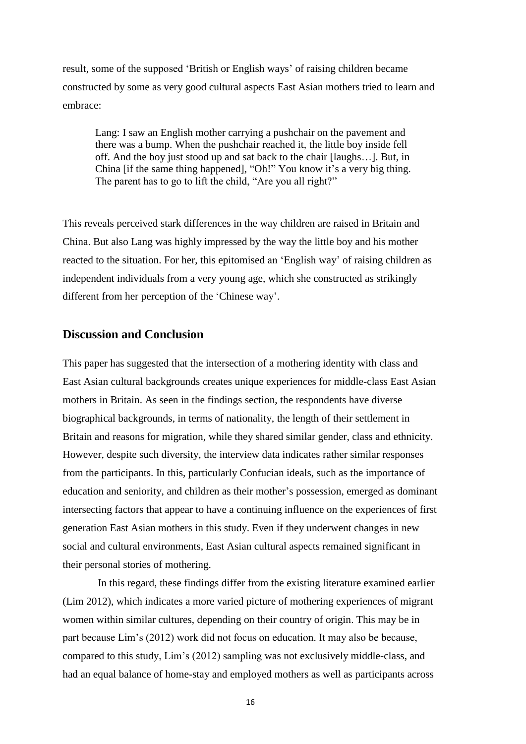result, some of the supposed 'British or English ways' of raising children became constructed by some as very good cultural aspects East Asian mothers tried to learn and embrace:

> Lang: I saw an English mother carrying a pushchair on the pavement and there was a bump. When the pushchair reached it, the little boy inside fell off. And the boy just stood up and sat back to the chair [laughs…]. But, in China [if the same thing happened], "Oh!" You know it's a very big thing. The parent has to go to lift the child, "Are you all right?"

This reveals perceived stark differences in the way children are raised in Britain and China. But also Lang was highly impressed by the way the little boy and his mother reacted to the situation. For her, this epitomised an 'English way' of raising children as independent individuals from a very young age, which she constructed as strikingly different from her perception of the 'Chinese way'.

## Discussion and Conclusion

This paper has suggested that the intersection of a mothering identity with class and East Asian cultural backgrounds creates unique experiences for middle-class East Asian mothers in Britain. As seen in the findings section, the respondents have diverse biographical backgrounds, in terms of nationality, the length of their settlement in Britain and reasons for migration, while they shared similar gender, class and ethnicity. However, despite such diversity, the interview data indicates rather similar responses from the participants. In this, particularly Confucian ideals, such as the importance of education and seniority, and children as their mother's possession, emerged as dominant intersecting factors that appear to have a continuing influence on the experiences of first generation East Asian mothers in this study. Even if they underwent changes in new social and cultural environments, East Asian cultural aspects remained significant in their personal stories of mothering.

In this regard, these findings differ from the existing literature examined earlier (Lim 2012), which indicates a more varied picture of mothering experiences of migrant women within similar cultures, depending on their country of origin. This may be in part because Lim's (2012) work did not focus on education. It may also be because, compared to this study, Lim's (2012) sampling was not exclusively middle-class, and had an equal balance of home-stay and employed mothers as well as participants across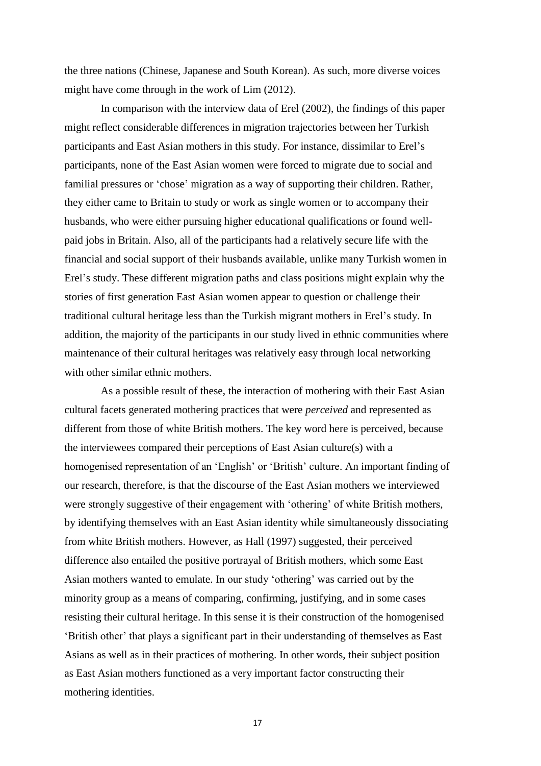the three nations (Chinese, Japanese and South Korean). As such, more diverse voices might have come through in the work of Lim (2012).

In comparison with the interview data of Erel (2002), the findings of this paper might reflect considerable differences in migration trajectories between her Turkish participants and East Asian mothers in this study. For instance, dissimilar to Erel's participants, none of the East Asian women were forced to migrate due to social and familial pressures or 'chose' migration as a way of supporting their children. Rather, they either came to Britain to study or work as single women or to accompany their husbands, who were either pursuing higher educational qualifications or found well-paid jobs in Britain. Also, all of the participants had a relatively secure life with the financial and social support of their husbands available, unlike many Turkish women in Erel's study. These different migration paths and class positions might explain why the stories of first generation East Asian women appear to question or challenge their traditional cultural heritage less than the Turkish migrant mothers in Erel's study. In addition, the majority of the participants in our study lived in ethnic communities where maintenance of their cultural heritages was relatively easy through local networking with other similar ethnic mothers.

As a possible result of these, the interaction of mothering with their East Asian cultural facets generated mothering practices that were *perceived* and represented as different from those of white British mothers. The key word here is perceived, because the interviewees compared their perceptions of East Asian culture(s) with a homogenised representation of an 'English' or 'British' culture. An important finding of our research, therefore, is that the discourse of the East Asian mothers we interviewed were strongly suggestive of their engagement with 'othering' of white British mothers, by identifying themselves with an East Asian identity while simultaneously dissociating from white British mothers. However, as Hall (1997) suggested, their perceived difference also entailed the positive portrayal of British mothers, which some East Asian mothers wanted to emulate. In our study 'othering' was carried out by the minority group as a means of comparing, confirming, justifying, and in some cases resisting their cultural heritage. In this sense it is their construction of the homogenised 'British other' that plays a significant part in their understanding of themselves as East Asians as well as in their practices of mothering. In other words, their subject position as East Asian mothers functioned as a very important factor constructing their mothering identities.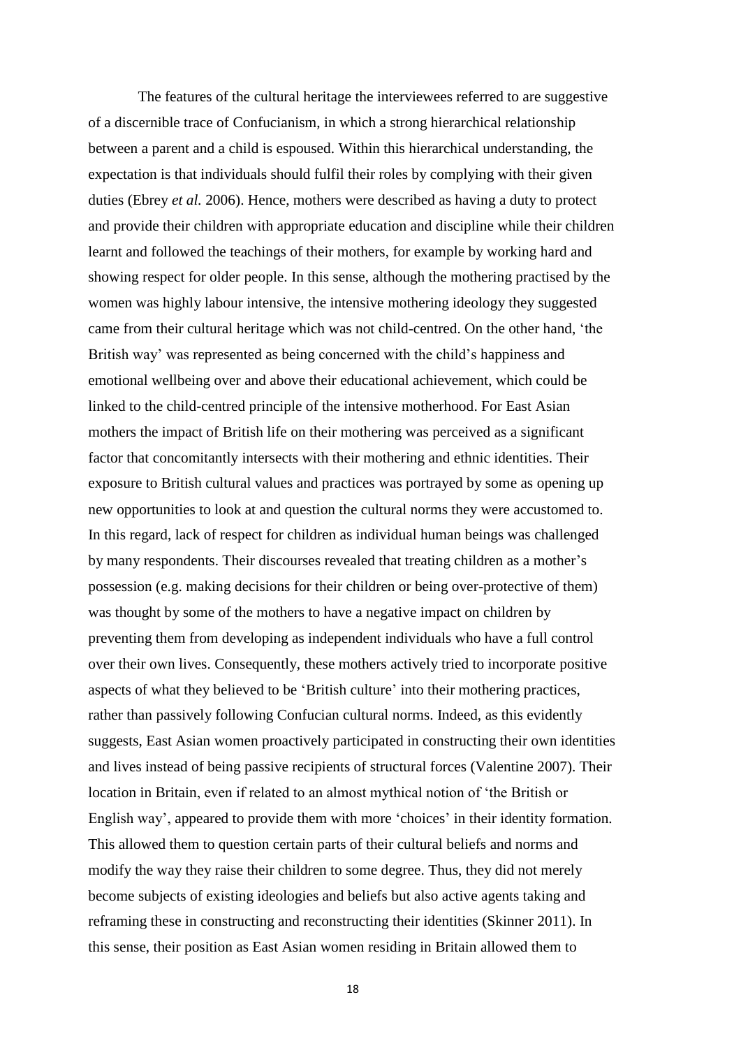The features of the cultural heritage the interviewees referred to are suggestive of a discernible trace of Confucianism, in which a strong hierarchical relationship between a parent and a child is espoused. Within this hierarchical understanding, the expectation is that individuals should fulfil their roles by complying with their given duties (Ebrey *et al.* 2006). Hence, mothers were described as having a duty to protect and provide their children with appropriate education and discipline while their children learnt and followed the teachings of their mothers, for example by working hard and showing respect for older people. In this sense, although the mothering practised by the women was highly labour intensive, the intensive mothering ideology they suggested came from their cultural heritage which was not child-centred. On the other hand, 'the British way' was represented as being concerned with the child's happiness and emotional wellbeing over and above their educational achievement, which could be linked to the child-centred principle of the intensive motherhood. For East Asian mothers the impact of British life on their mothering was perceived as a significant factor that concomitantly intersects with their mothering and ethnic identities. Their exposure to British cultural values and practices was portrayed by some as opening up new opportunities to look at and question the cultural norms they were accustomed to. In this regard, lack of respect for children as individual human beings was challenged by many respondents. Their discourses revealed that treating children as a mother's possession (e.g. making decisions for their children or being over-protective of them) was thought by some of the mothers to have a negative impact on children by preventing them from developing as independent individuals who have a full control over their own lives. Consequently, these mothers actively tried to incorporate positive aspects of what they believed to be 'British culture' into their mothering practices, rather than passively following Confucian cultural norms. Indeed, as this evidently suggests, East Asian women proactively participated in constructing their own identities and lives instead of being passive recipients of structural forces (Valentine 2007). Their location in Britain, even if related to an almost mythical notion of 'the British or English way', appeared to provide them with more 'choices' in their identity formation. This allowed them to question certain parts of their cultural beliefs and norms and modify the way they raise their children to some degree. Thus, they did not merely become subjects of existing ideologies and beliefs but also active agents taking and reframing these in constructing and reconstructing their identities (Skinner 2011). In this sense, their position as East Asian women residing in Britain allowed them to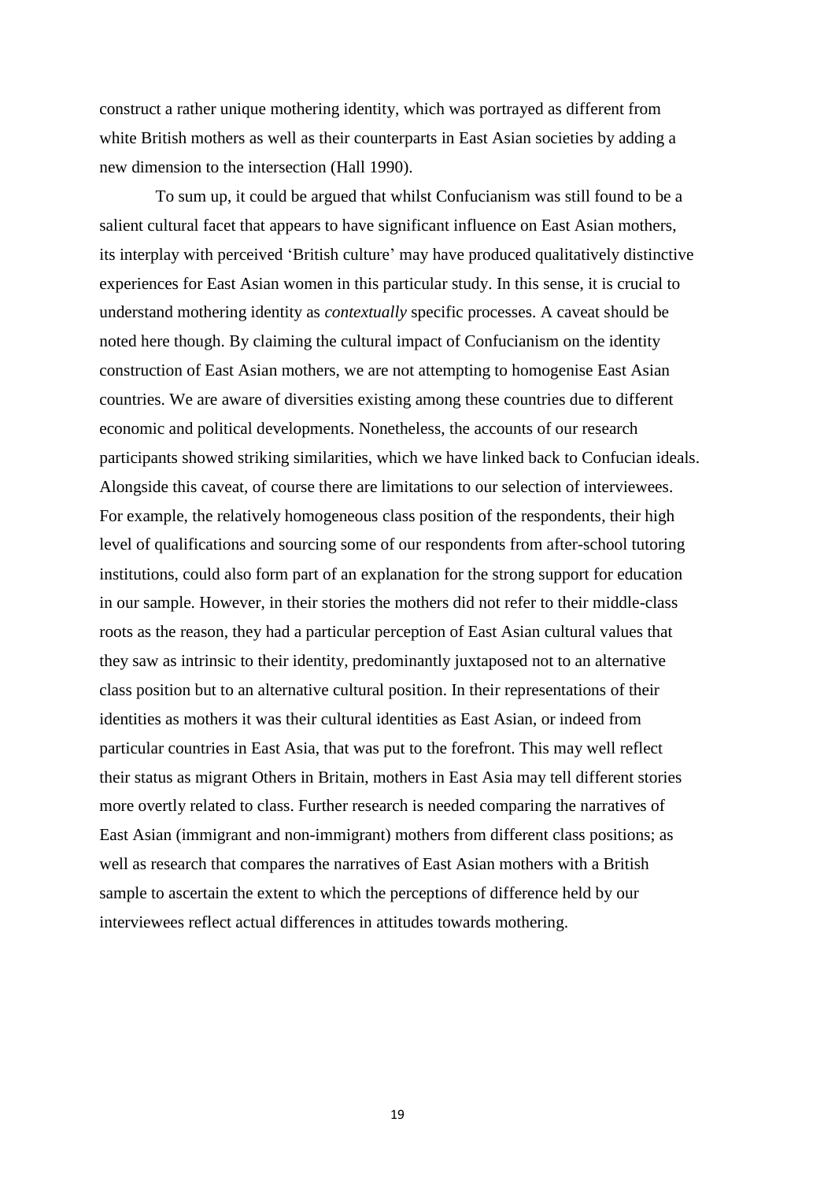construct a rather unique mothering identity, which was portrayed as different from white British mothers as well as their counterparts in East Asian societies by adding a new dimension to the intersection (Hall 1990).

To sum up, it could be argued that whilst Confucianism was still found to be a salient cultural facet that appears to have significant influence on East Asian mothers, its interplay with perceived 'British culture' may have produced qualitatively distinctive experiences for East Asian women in this particular study. In this sense, it is crucial to understand mothering identity as *contextually* specific processes. A caveat should be noted here though. By claiming the cultural impact of Confucianism on the identity construction of East Asian mothers, we are not attempting to homogenise East Asian countries. We are aware of diversities existing among these countries due to different economic and political developments. Nonetheless, the accounts of our research participants showed striking similarities, which we have linked back to Confucian ideals. Alongside this caveat, of course there are limitations to our selection of interviewees. For example, the relatively homogeneous class position of the respondents, their high level of qualifications and sourcing some of our respondents from after-school tutoring institutions, could also form part of an explanation for the strong support for education in our sample. However, in their stories the mothers did not refer to their middle-class roots as the reason, they had a particular perception of East Asian cultural values that they saw as intrinsic to their identity, predominantly juxtaposed not to an alternative class position but to an alternative cultural position. In their representations of their identities as mothers it was their cultural identities as East Asian, or indeed from particular countries in East Asia, that was put to the forefront. This may well reflect their status as migrant Others in Britain, mothers in East Asia may tell different stories more overtly related to class. Further research is needed comparing the narratives of East Asian (immigrant and non-immigrant) mothers from different class positions; as well as research that compares the narratives of East Asian mothers with a British sample to ascertain the extent to which the perceptions of difference held by our interviewees reflect actual differences in attitudes towards mothering.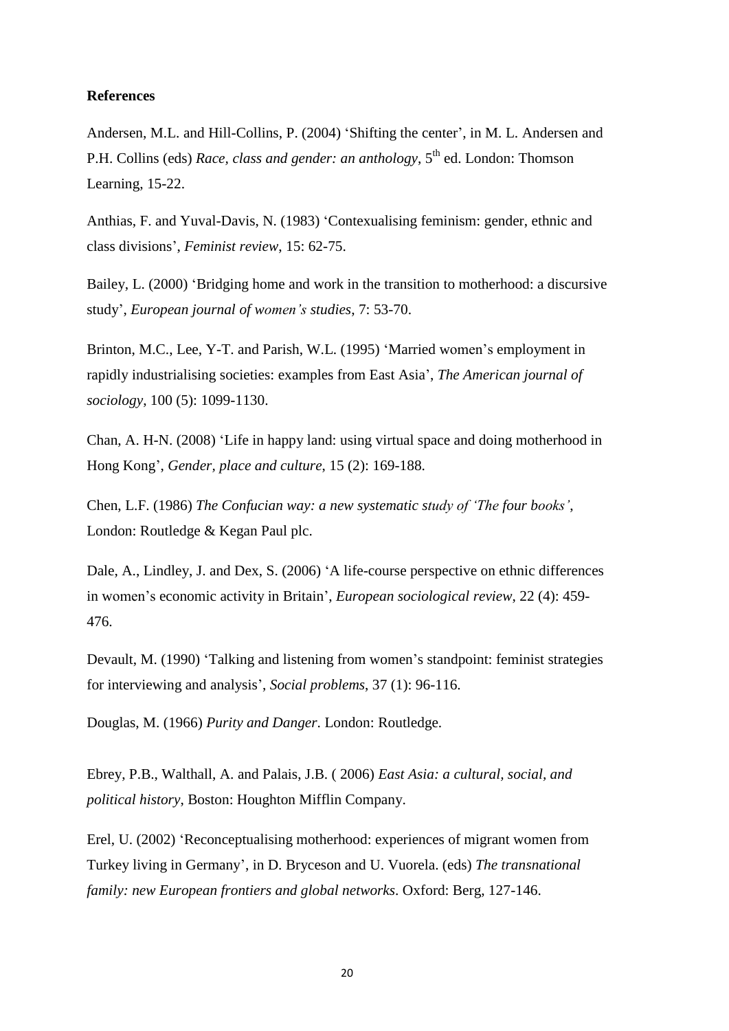**References**

Andersen, M.L. and Hill-Collins, P. (2004) 'Shifting the center', in M. L. Andersen and P.H. Collins (eds) *Race, class and gender: an anthology*, 5th ed. London: Thomson Learning, 15-22.

Anthias, F. and Yuval-Davis, N. (1983) 'Contexualising feminism: gender, ethnic and class divisions', *Feminist review*, 15: 62-75.

Bailey, L. (2000) 'Bridging home and work in the transition to motherhood: a discursive study', *European journal of women's studies*, 7: 53-70.

Brinton, M.C., Lee, Y-T. and Parish, W.L. (1995) 'Married women's employment in rapidly industrialising societies: examples from East Asia', *The American journal of sociology*, 100 (5): 1099-1130.

Chan, A. H-N. (2008) 'Life in happy land: using virtual space and doing motherhood in Hong Kong', *Gender, place and culture*, 15 (2): 169-188.

Chen, L.F. (1986) *The Confucian way: a new systematic study of 'The four books'*, London: Routledge & Kegan Paul plc.

Dale, A., Lindley, J. and Dex, S. (2006) 'A life-course perspective on ethnic differences in women's economic activity in Britain', *European sociological review*, 22 (4): 459-476.

Devault, M. (1990) 'Talking and listening from women's standpoint: feminist strategies for interviewing and analysis', *Social problems*, 37 (1): 96-116.

Douglas, M. (1966) *Purity and Danger*. London: Routledge.

Ebrey, P.B., Walthall, A. and Palais, J.B. ( 2006) *East Asia: a cultural, social, and political history*, Boston: Houghton Mifflin Company.

Erel, U. (2002) 'Reconceptualising motherhood: experiences of migrant women from Turkey living in Germany', in D. Bryceson and U. Vuorela. (eds) *The transnational family: new European frontiers and global networks*. Oxford: Berg, 127-146.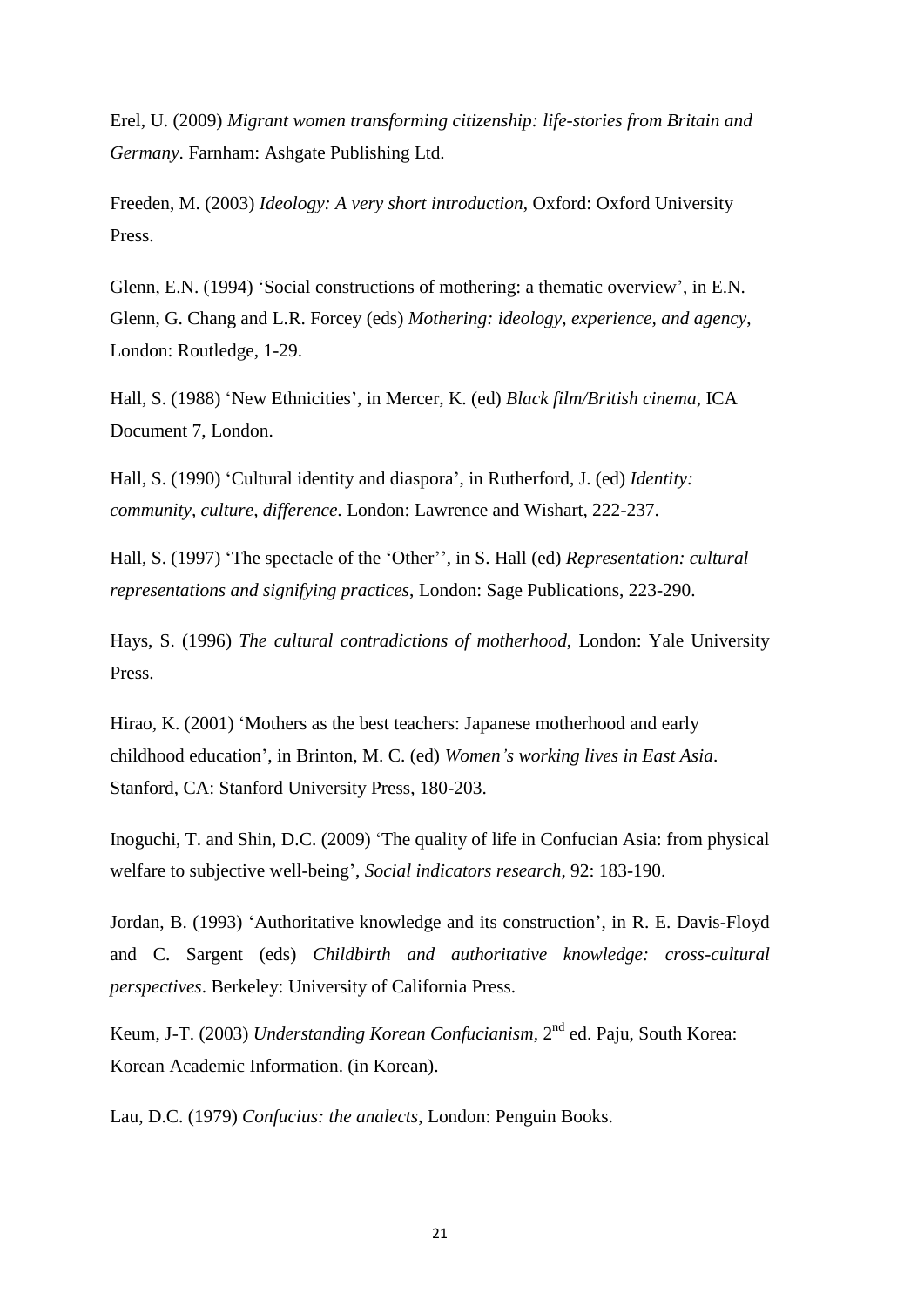Erel, U. (2009) *Migrant women transforming citizenship: life-stories from Britain and Germany*. Farnham: Ashgate Publishing Ltd.

Freeden, M. (2003) *Ideology: A very short introduction*, Oxford: Oxford University Press.

Glenn, E.N. (1994) 'Social constructions of mothering: a thematic overview', in E.N. Glenn, G. Chang and L.R. Forcey (eds) *Mothering: ideology, experience, and agency*, London: Routledge, 1-29.

Hall, S. (1988) 'New Ethnicities', in Mercer, K. (ed) *Black film/British cinema*, ICA Document 7, London.

Hall, S. (1990) 'Cultural identity and diaspora', in Rutherford, J. (ed) *Identity: community, culture, difference*. London: Lawrence and Wishart, 222-237.

Hall, S. (1997) 'The spectacle of the 'Other'', in S. Hall (ed) *Representation: cultural representations and signifying practices*, London: Sage Publications, 223-290.

Hays, S. (1996) *The cultural contradictions of motherhood*, London: Yale University Press.

Hirao, K. (2001) 'Mothers as the best teachers: Japanese motherhood and early childhood education', in Brinton, M. C. (ed) *Women's working lives in East Asia*. Stanford, CA: Stanford University Press, 180-203.

Inoguchi, T. and Shin, D.C. (2009) 'The quality of life in Confucian Asia: from physical welfare to subjective well-being', *Social indicators research*, 92: 183-190.

Jordan, B. (1993) 'Authoritative knowledge and its construction', in R. E. Davis-Floyd and C. Sargent (eds) *Childbirth and authoritative knowledge: cross-cultural perspectives*. Berkeley: University of California Press.

Keum, J-T. (2003) *Understanding Korean Confucianism*, 2nd ed. Paju, South Korea: Korean Academic Information. (in Korean).

Lau, D.C. (1979) *Confucius: the analects*, London: Penguin Books.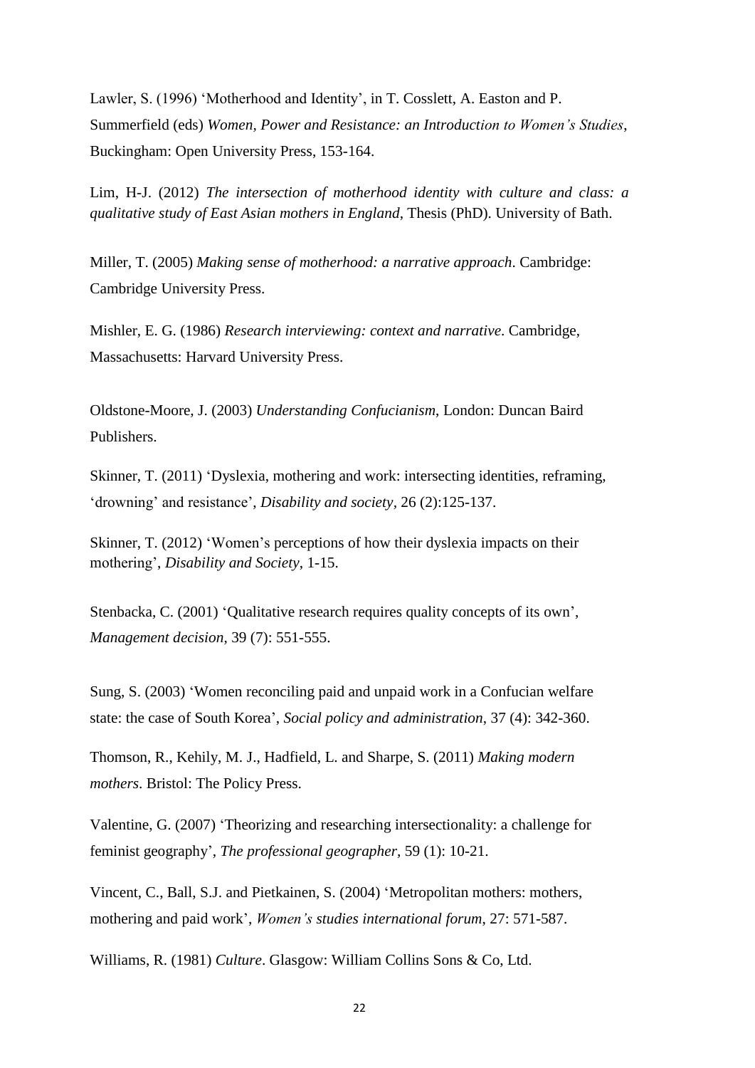Lawler, S. (1996) ‘Motherhood and Identity’, in T. Cosslett, A. Easton and P. Summerfield (eds) *Women, Power and Resistance: an Introduction to Women’s Studies*, Buckingham: Open University Press, 153-164.

Lim, H-J. (2012) *The intersection of motherhood identity with culture and class: a qualitative study of East Asian mothers in England*, Thesis (PhD). University of Bath.

Miller, T. (2005) *Making sense of motherhood: a narrative approach*. Cambridge: Cambridge University Press.

Mishler, E. G. (1986) *Research interviewing: context and narrative*. Cambridge, Massachusetts: Harvard University Press.

Oldstone-Moore, J. (2003) *Understanding Confucianism*, London: Duncan Baird Publishers.

Skinner, T. (2011) ‘Dyslexia, mothering and work: intersecting identities, reframing, ‘drowning’ and resistance’, *Disability and society*, 26 (2):125-137.

Skinner, T. (2012) ‘Women’s perceptions of how their dyslexia impacts on their mothering’, *Disability and Society*, 1-15.

Stenbacka, C. (2001) ‘Qualitative research requires quality concepts of its own’, *Management decision*, 39 (7): 551-555.

Sung, S. (2003) ‘Women reconciling paid and unpaid work in a Confucian welfare state: the case of South Korea’, *Social policy and administration*, 37 (4): 342-360.

Thomson, R., Kehily, M. J., Hadfield, L. and Sharpe, S. (2011) *Making modern mothers*. Bristol: The Policy Press.

Valentine, G. (2007) ‘Theorizing and researching intersectionality: a challenge for feminist geography’, *The professional geographer*, 59 (1): 10-21.

Vincent, C., Ball, S.J. and Pietkainen, S. (2004) ‘Metropolitan mothers: mothers, mothering and paid work’, *Women’s studies international forum*, 27: 571-587.

Williams, R. (1981) *Culture*. Glasgow: William Collins Sons & Co, Ltd.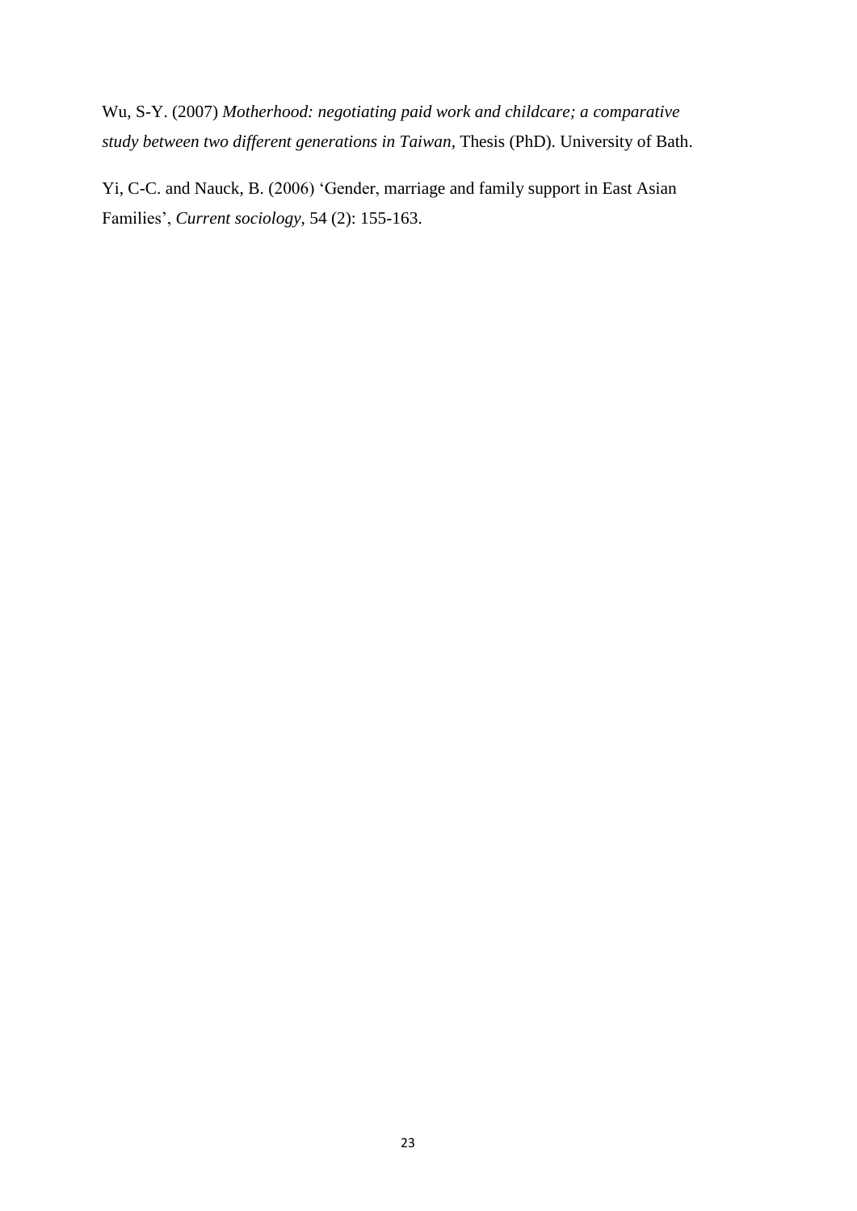Wu, S-Y. (2007) *Motherhood: negotiating paid work and childcare; a comparative study between two different generations in Taiwan*, Thesis (PhD). University of Bath.

Yi, C-C. and Nauck, B. (2006) 'Gender, marriage and family support in East Asian Families', *Current sociology*, 54 (2): 155-163.